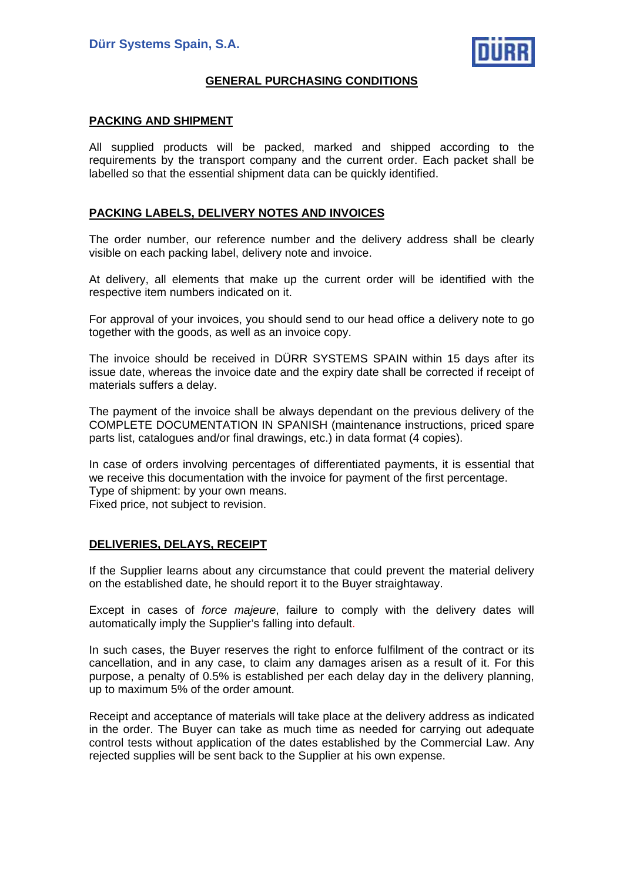**Dürr Systems Spain, S.A.**

# GENERAL PURCHASING CONDITIONS

## PACKING AND SHIPMENT

All supplied products will be packed, marked and shipped according to the requirements by the transport company and the current order. Each packet shall be labelled so that the essential shipment data can be quickly identified.

## PACKING LABELS, DELIVERY NOTES AND INVOICES

The order number, our reference number and the delivery address shall be clearly visible on each packing label, delivery note and invoice.

At delivery, all elements that make up the current order will be identified with the respective item numbers indicated on it.

For approval of your invoices, you should send to our head office a delivery note to go together with the goods, as well as an invoice copy.

The invoice should be received in DÜRR SYSTEMS SPAIN within 15 days after its issue date, whereas the invoice date and the expiry date shall be corrected if receipt of materials suffers a delay.

The payment of the invoice shall be always dependant on the previous delivery of the COMPLETE DOCUMENTATION IN SPANISH (maintenance instructions, priced spare parts list, catalogues and/or final drawings, etc.) in data format (4 copies).

In case of orders involving percentages of differentiated payments, it is essential that we receive this documentation with the invoice for payment of the first percentage.
Type of shipment: by your own means.
Fixed price, not subject to revision.

## DELIVERIES, DELAYS, RECEIPT

If the Supplier learns about any circumstance that could prevent the material delivery on the established date, he should report it to the Buyer straightaway.

Except in cases of *force majeure*, failure to comply with the delivery dates will automatically imply the Supplier's falling into default.

In such cases, the Buyer reserves the right to enforce fulfilment of the contract or its cancellation, and in any case, to claim any damages arisen as a result of it. For this purpose, a penalty of 0.5% is established per each delay day in the delivery planning, up to maximum 5% of the order amount.

Receipt and acceptance of materials will take place at the delivery address as indicated in the order. The Buyer can take as much time as needed for carrying out adequate control tests without application of the dates established by the Commercial Law. Any rejected supplies will be sent back to the Supplier at his own expense.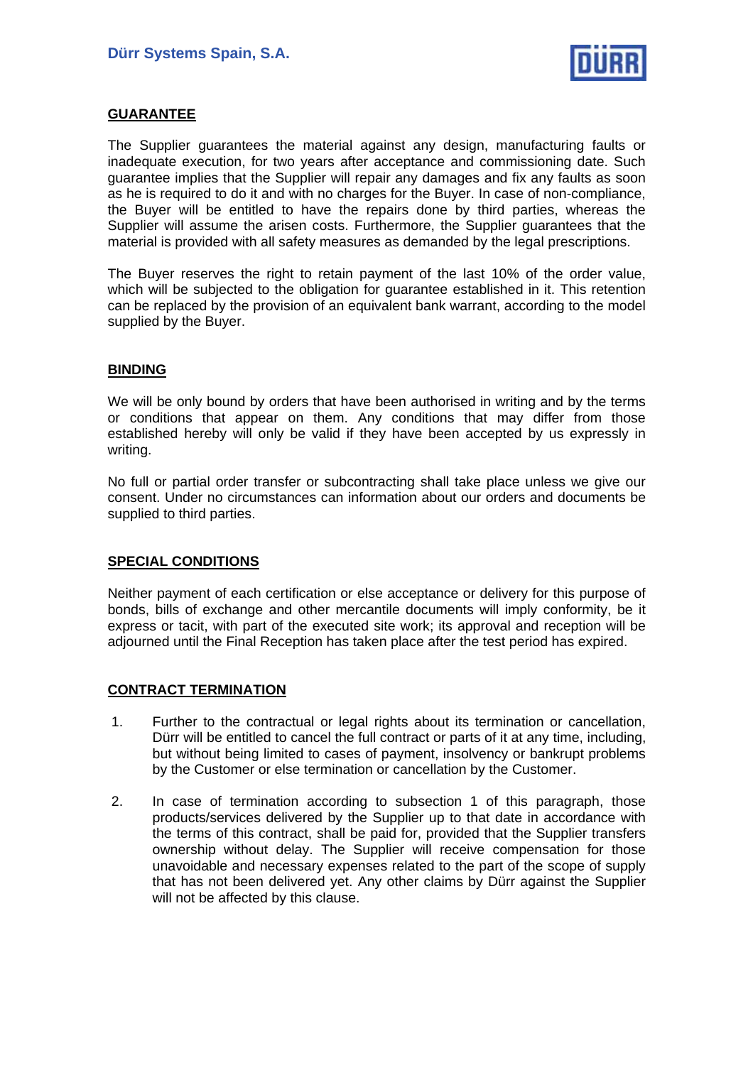## GUARANTEE

The Supplier guarantees the material against any design, manufacturing faults or inadequate execution, for two years after acceptance and commissioning date. Such guarantee implies that the Supplier will repair any damages and fix any faults as soon as he is required to do it and with no charges for the Buyer. In case of non-compliance, the Buyer will be entitled to have the repairs done by third parties, whereas the Supplier will assume the arisen costs. Furthermore, the Supplier guarantees that the material is provided with all safety measures as demanded by the legal prescriptions.

The Buyer reserves the right to retain payment of the last 10% of the order value, which will be subjected to the obligation for guarantee established in it. This retention can be replaced by the provision of an equivalent bank warrant, according to the model supplied by the Buyer.

## BINDING

We will be only bound by orders that have been authorised in writing and by the terms or conditions that appear on them. Any conditions that may differ from those established hereby will only be valid if they have been accepted by us expressly in writing.

No full or partial order transfer or subcontracting shall take place unless we give our consent. Under no circumstances can information about our orders and documents be supplied to third parties.

## SPECIAL CONDITIONS

Neither payment of each certification or else acceptance or delivery for this purpose of bonds, bills of exchange and other mercantile documents will imply conformity, be it express or tacit, with part of the executed site work; its approval and reception will be adjourned until the Final Reception has taken place after the test period has expired.

## CONTRACT TERMINATION

1. Further to the contractual or legal rights about its termination or cancellation, Dürr will be entitled to cancel the full contract or parts of it at any time, including, but without being limited to cases of payment, insolvency or bankrupt problems by the Customer or else termination or cancellation by the Customer.

2. In case of termination according to subsection 1 of this paragraph, those products/services delivered by the Supplier up to that date in accordance with the terms of this contract, shall be paid for, provided that the Supplier transfers ownership without delay. The Supplier will receive compensation for those unavoidable and necessary expenses related to the part of the scope of supply that has not been delivered yet. Any other claims by Dürr against the Supplier will not be affected by this clause.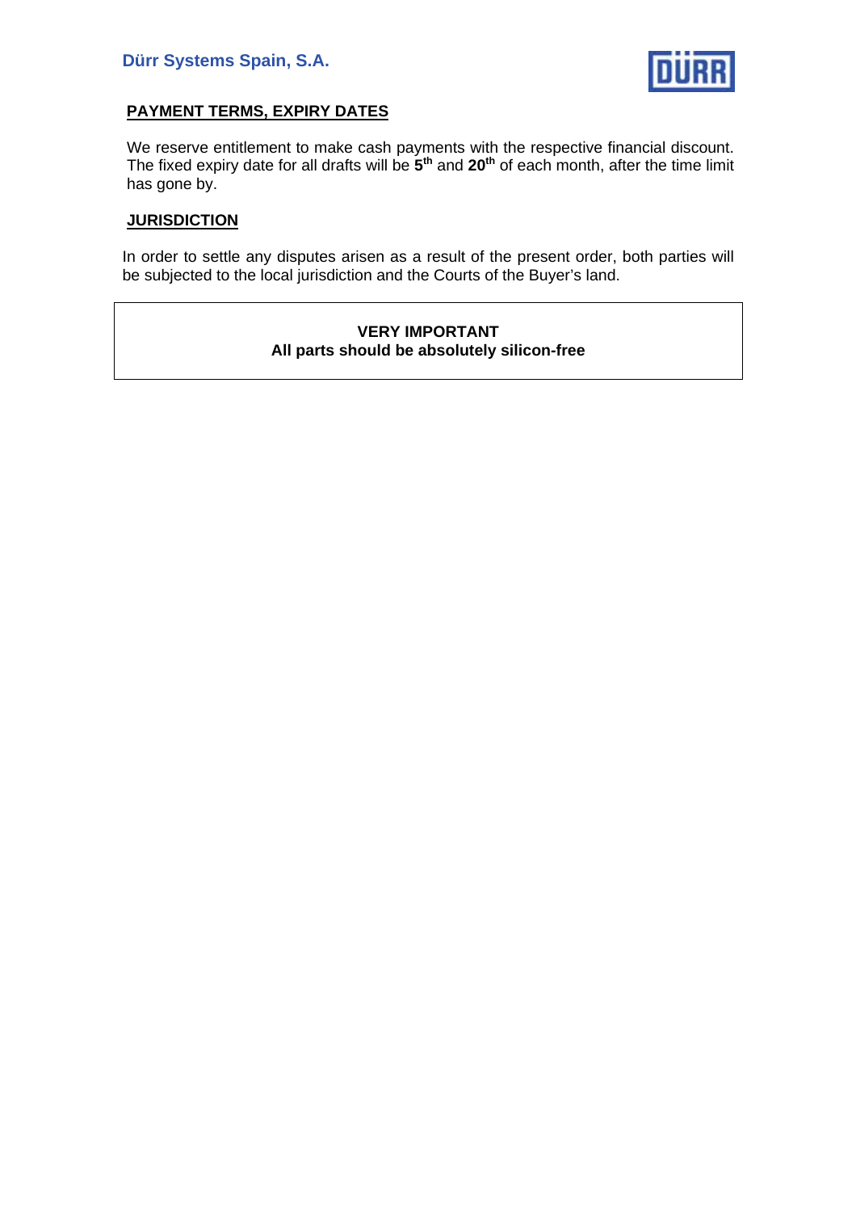## PAYMENT TERMS, EXPIRY DATES

We reserve entitlement to make cash payments with the respective financial discount. The fixed expiry date for all drafts will be **5th** and **20th** of each month, after the time limit has gone by.

## JURISDICTION

In order to settle any disputes arisen as a result of the present order, both parties will be subjected to the local jurisdiction and the Courts of the Buyer's land.

**VERY IMPORTANT**
**All parts should be absolutely silicon-free**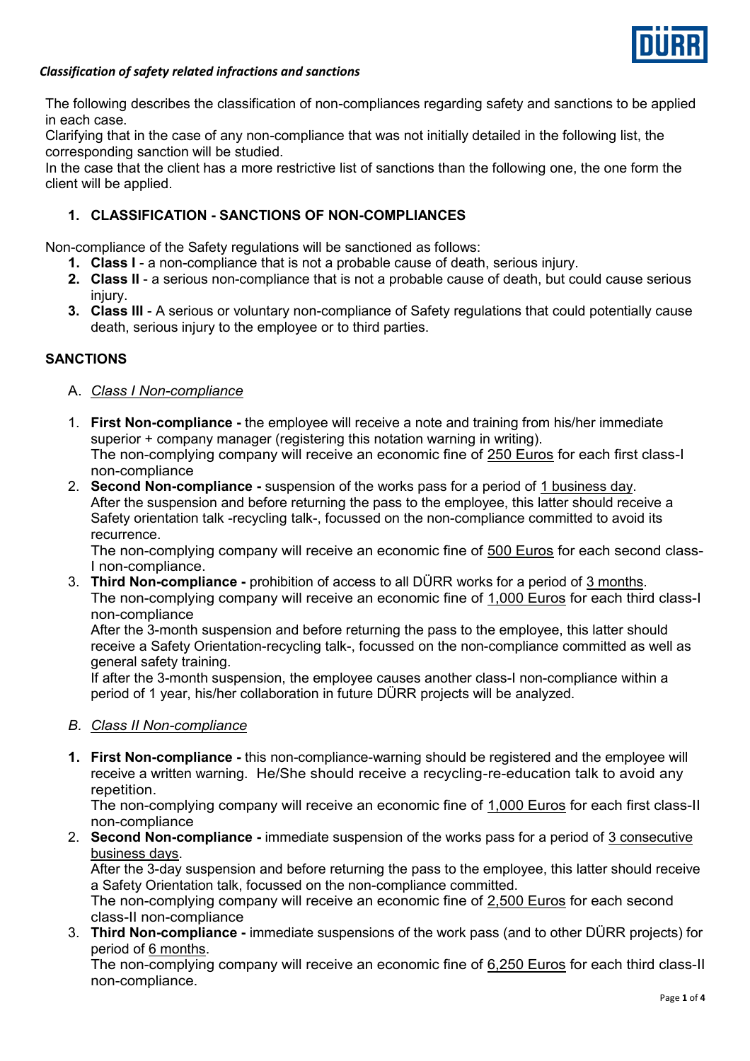*Classification of safety related infractions and sanctions*

The following describes the classification of non-compliances regarding safety and sanctions to be applied in each case.
Clarifying that in the case of any non-compliance that was not initially detailed in the following list, the corresponding sanction will be studied.
In the case that the client has a more restrictive list of sanctions than the following one, the one form the client will be applied.

## 1. CLASSIFICATION - SANCTIONS OF NON-COMPLIANCES

Non-compliance of the Safety regulations will be sanctioned as follows:

1. **Class I** - a non-compliance that is not a probable cause of death, serious injury.
2. **Class II** - a serious non-compliance that is not a probable cause of death, but could cause serious injury.
3. **Class III** - A serious or voluntary non-compliance of Safety regulations that could potentially cause death, serious injury to the employee or to third parties.

## SANCTIONS

### A. *Class I Non-compliance*

1. **First Non-compliance -** the employee will receive a note and training from his/her immediate superior + company manager (registering this notation warning in writing).
   The non-complying company will receive an economic fine of 250 Euros for each first class-I non-compliance
2. **Second Non-compliance -** suspension of the works pass for a period of 1 business day.
   After the suspension and before returning the pass to the employee, this latter should receive a Safety orientation talk -recycling talk-, focussed on the non-compliance committed to avoid its recurrence.
   The non-complying company will receive an economic fine of 500 Euros for each second class-I non-compliance.
3. **Third Non-compliance -** prohibition of access to all DÜRR works for a period of 3 months.
   The non-complying company will receive an economic fine of 1,000 Euros for each third class-I non-compliance
   After the 3-month suspension and before returning the pass to the employee, this latter should receive a Safety Orientation-recycling talk-, focussed on the non-compliance committed as well as general safety training.
   If after the 3-month suspension, the employee causes another class-I non-compliance within a period of 1 year, his/her collaboration in future DÜRR projects will be analyzed.

### B. *Class II Non-compliance*

1. **First Non-compliance -** this non-compliance-warning should be registered and the employee will receive a written warning. He/She should receive a recycling-re-education talk to avoid any repetition.
   The non-complying company will receive an economic fine of 1,000 Euros for each first class-II non-compliance
2. **Second Non-compliance -** immediate suspension of the works pass for a period of 3 consecutive business days.
   After the 3-day suspension and before returning the pass to the employee, this latter should receive a Safety Orientation talk, focussed on the non-compliance committed.
   The non-complying company will receive an economic fine of 2,500 Euros for each second class-II non-compliance
3. **Third Non-compliance -** immediate suspensions of the work pass (and to other DÜRR projects) for period of 6 months.
   The non-complying company will receive an economic fine of 6,250 Euros for each third class-II non-compliance.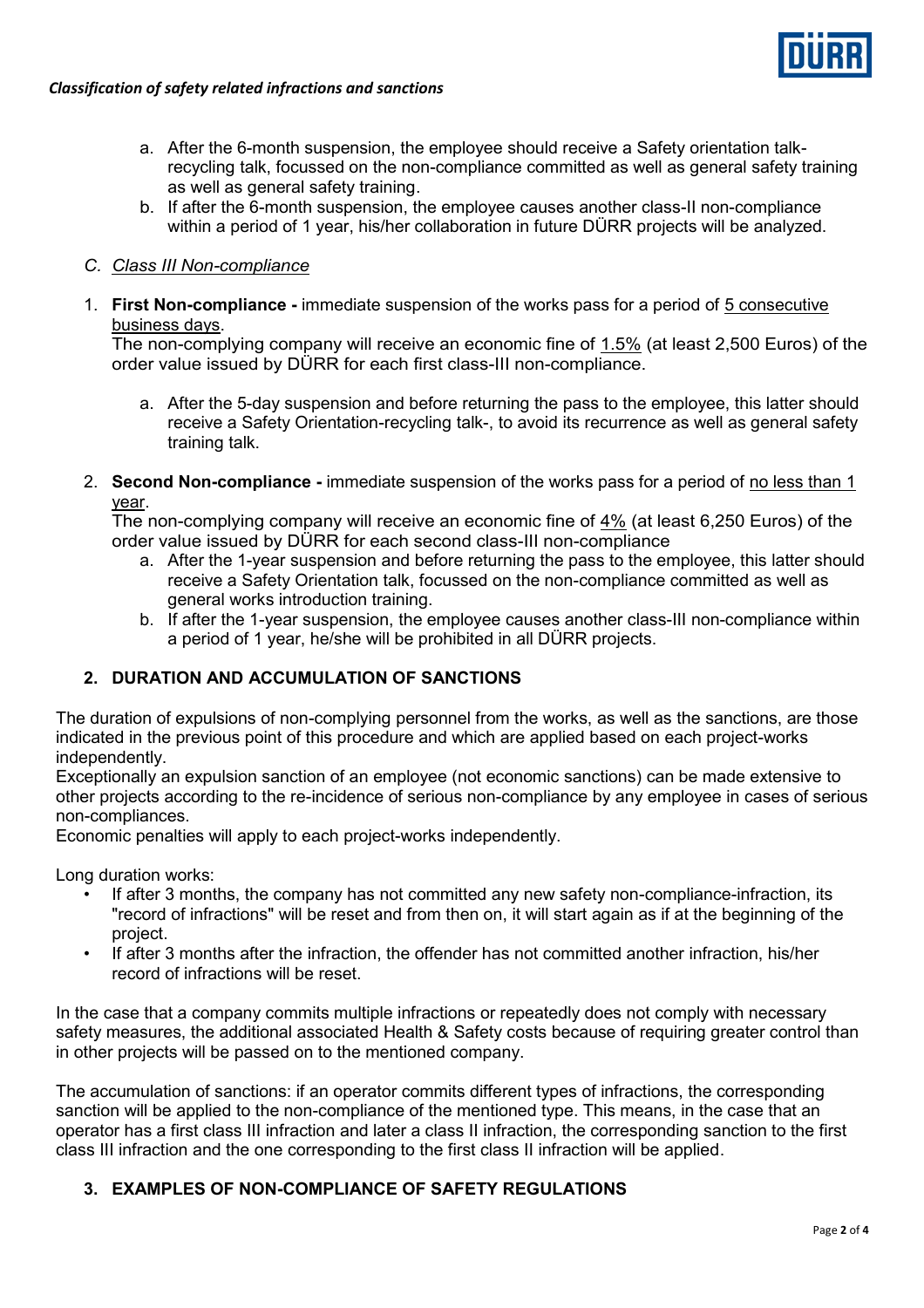a. After the 6-month suspension, the employee should receive a Safety orientation talk-recycling talk, focussed on the non-compliance committed as well as general safety training as well as general safety training.
b. If after the 6-month suspension, the employee causes another class-II non-compliance within a period of 1 year, his/her collaboration in future DÜRR projects will be analyzed.

### C. *Class III Non-compliance*

1. **First Non-compliance -** immediate suspension of the works pass for a period of 5 consecutive business days.
   The non-complying company will receive an economic fine of 1.5% (at least 2,500 Euros) of the order value issued by DÜRR for each first class-III non-compliance.

   a. After the 5-day suspension and before returning the pass to the employee, this latter should receive a Safety Orientation-recycling talk-, to avoid its recurrence as well as general safety training talk.

2. **Second Non-compliance -** immediate suspension of the works pass for a period of no less than 1 year.
   The non-complying company will receive an economic fine of 4% (at least 6,250 Euros) of the order value issued by DÜRR for each second class-III non-compliance
   a. After the 1-year suspension and before returning the pass to the employee, this latter should receive a Safety Orientation talk, focussed on the non-compliance committed as well as general works introduction training.
   b. If after the 1-year suspension, the employee causes another class-III non-compliance within a period of 1 year, he/she will be prohibited in all DÜRR projects.

## 2. DURATION AND ACCUMULATION OF SANCTIONS

The duration of expulsions of non-complying personnel from the works, as well as the sanctions, are those indicated in the previous point of this procedure and which are applied based on each project-works independently.
Exceptionally an expulsion sanction of an employee (not economic sanctions) can be made extensive to other projects according to the re-incidence of serious non-compliance by any employee in cases of serious non-compliances.
Economic penalties will apply to each project-works independently.

Long duration works:

- If after 3 months, the company has not committed any new safety non-compliance-infraction, its "record of infractions" will be reset and from then on, it will start again as if at the beginning of the project.
- If after 3 months after the infraction, the offender has not committed another infraction, his/her record of infractions will be reset.

In the case that a company commits multiple infractions or repeatedly does not comply with necessary safety measures, the additional associated Health & Safety costs because of requiring greater control than in other projects will be passed on to the mentioned company.

The accumulation of sanctions: if an operator commits different types of infractions, the corresponding sanction will be applied to the non-compliance of the mentioned type. This means, in the case that an operator has a first class III infraction and later a class II infraction, the corresponding sanction to the first class III infraction and the one corresponding to the first class II infraction will be applied.

## 3. EXAMPLES OF NON-COMPLIANCE OF SAFETY REGULATIONS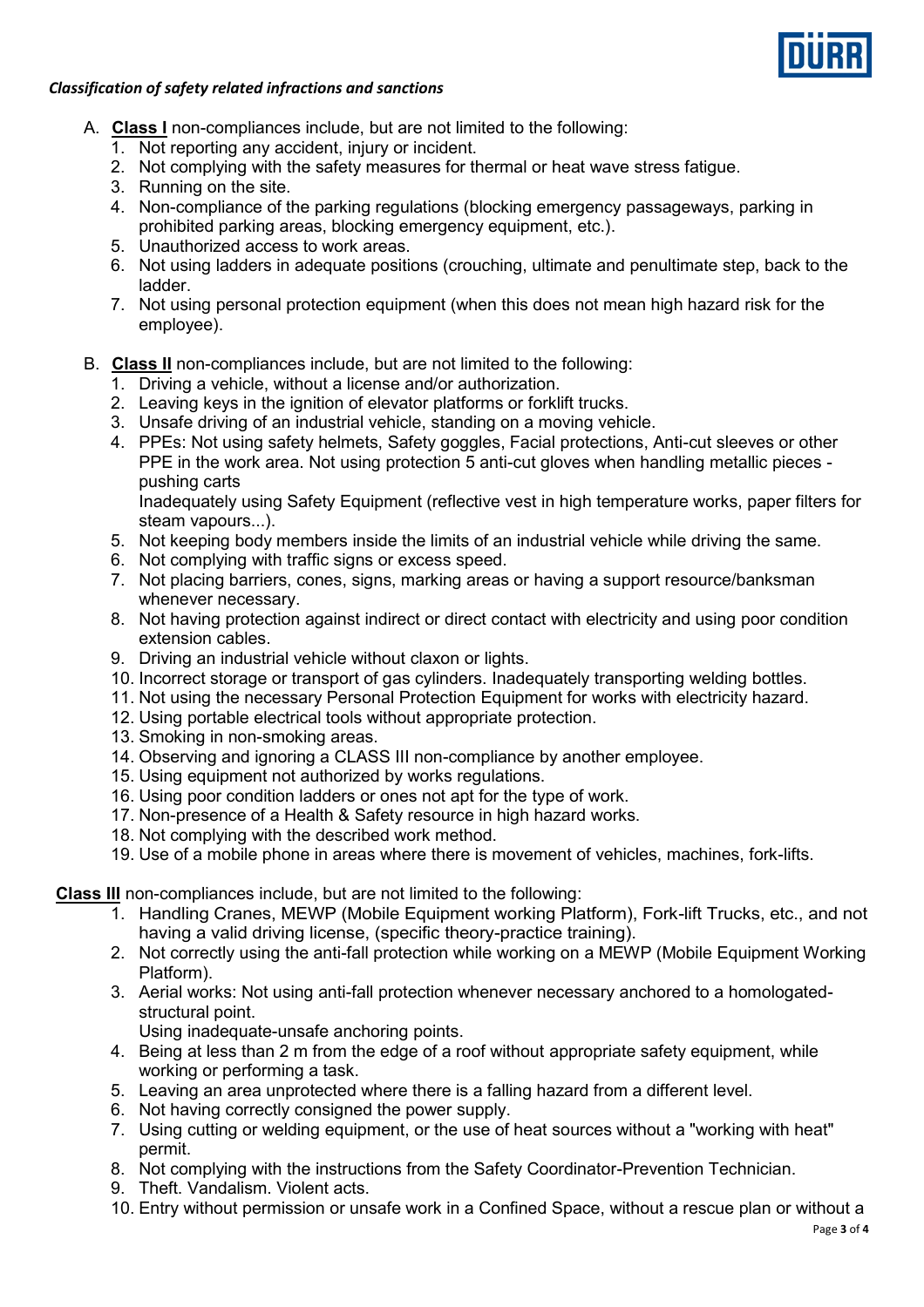***Classification of safety related infractions and sanctions***

A. **Class I** non-compliances include, but are not limited to the following:
   1. Not reporting any accident, injury or incident.
   2. Not complying with the safety measures for thermal or heat wave stress fatigue.
   3. Running on the site.
   4. Non-compliance of the parking regulations (blocking emergency passageways, parking in prohibited parking areas, blocking emergency equipment, etc.).
   5. Unauthorized access to work areas.
   6. Not using ladders in adequate positions (crouching, ultimate and penultimate step, back to the ladder.
   7. Not using personal protection equipment (when this does not mean high hazard risk for the employee).

B. **Class II** non-compliances include, but are not limited to the following:
   1. Driving a vehicle, without a license and/or authorization.
   2. Leaving keys in the ignition of elevator platforms or forklift trucks.
   3. Unsafe driving of an industrial vehicle, standing on a moving vehicle.
   4. PPEs: Not using safety helmets, Safety goggles, Facial protections, Anti-cut sleeves or other PPE in the work area. Not using protection 5 anti-cut gloves when handling metallic pieces - pushing carts
      Inadequately using Safety Equipment (reflective vest in high temperature works, paper filters for steam vapours...).
   5. Not keeping body members inside the limits of an industrial vehicle while driving the same.
   6. Not complying with traffic signs or excess speed.
   7. Not placing barriers, cones, signs, marking areas or having a support resource/banksman whenever necessary.
   8. Not having protection against indirect or direct contact with electricity and using poor condition extension cables.
   9. Driving an industrial vehicle without claxon or lights.
   10. Incorrect storage or transport of gas cylinders. Inadequately transporting welding bottles.
   11. Not using the necessary Personal Protection Equipment for works with electricity hazard.
   12. Using portable electrical tools without appropriate protection.
   13. Smoking in non-smoking areas.
   14. Observing and ignoring a CLASS III non-compliance by another employee.
   15. Using equipment not authorized by works regulations.
   16. Using poor condition ladders or ones not apt for the type of work.
   17. Non-presence of a Health & Safety resource in high hazard works.
   18. Not complying with the described work method.
   19. Use of a mobile phone in areas where there is movement of vehicles, machines, fork-lifts.

**Class III** non-compliances include, but are not limited to the following:
   1. Handling Cranes, MEWP (Mobile Equipment working Platform), Fork-lift Trucks, etc., and not having a valid driving license, (specific theory-practice training).
   2. Not correctly using the anti-fall protection while working on a MEWP (Mobile Equipment Working Platform).
   3. Aerial works: Not using anti-fall protection whenever necessary anchored to a homologated-structural point.
      Using inadequate-unsafe anchoring points.
   4. Being at less than 2 m from the edge of a roof without appropriate safety equipment, while working or performing a task.
   5. Leaving an area unprotected where there is a falling hazard from a different level.
   6. Not having correctly consigned the power supply.
   7. Using cutting or welding equipment, or the use of heat sources without a "working with heat" permit.
   8. Not complying with the instructions from the Safety Coordinator-Prevention Technician.
   9. Theft. Vandalism. Violent acts.
   10. Entry without permission or unsafe work in a Confined Space, without a rescue plan or without a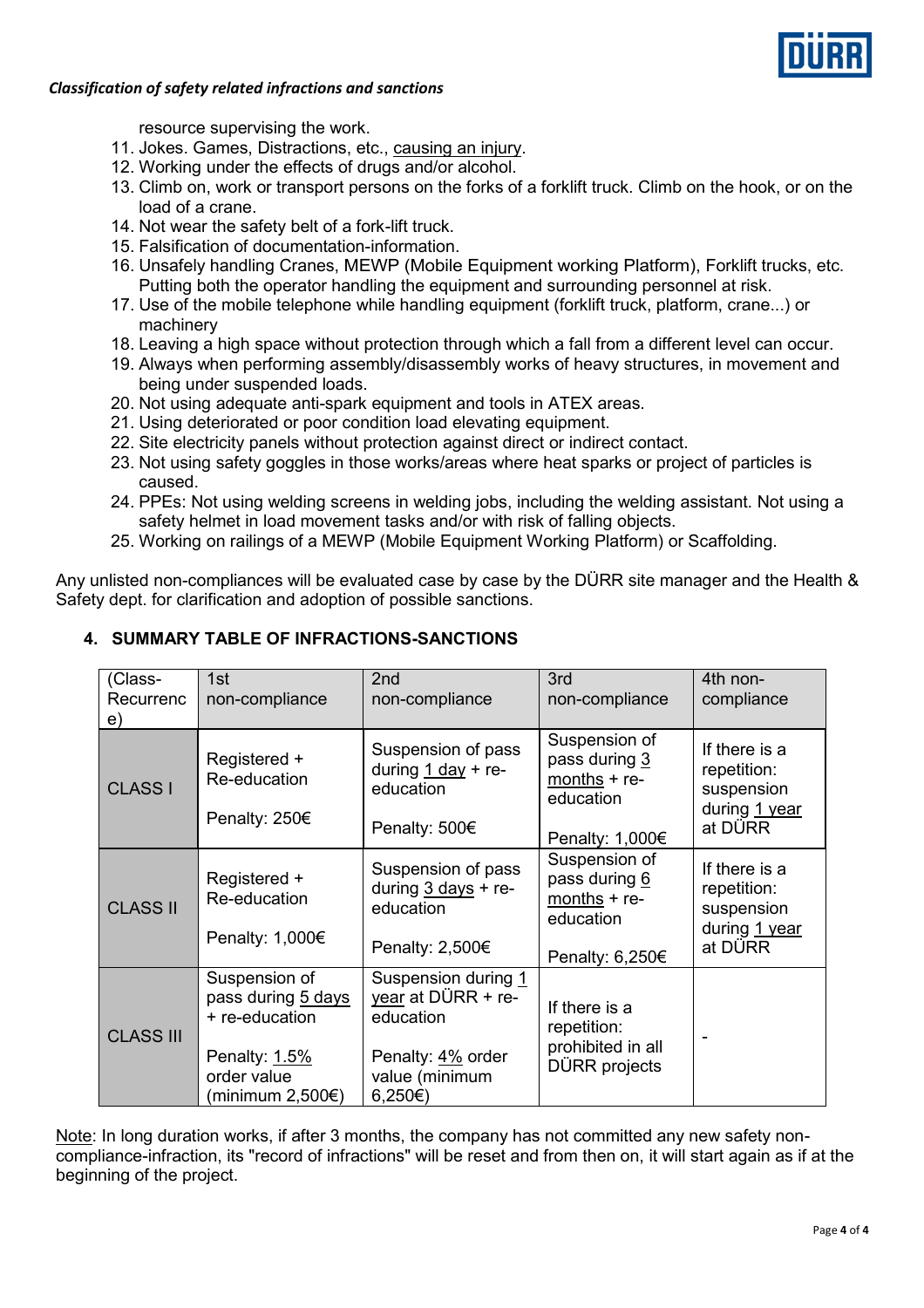resource supervising the work.

11. Jokes. Games, Distractions, etc., causing an injury.
12. Working under the effects of drugs and/or alcohol.
13. Climb on, work or transport persons on the forks of a forklift truck. Climb on the hook, or on the load of a crane.
14. Not wear the safety belt of a fork-lift truck.
15. Falsification of documentation-information.
16. Unsafely handling Cranes, MEWP (Mobile Equipment working Platform), Forklift trucks, etc. Putting both the operator handling the equipment and surrounding personnel at risk.
17. Use of the mobile telephone while handling equipment (forklift truck, platform, crane...) or machinery
18. Leaving a high space without protection through which a fall from a different level can occur.
19. Always when performing assembly/disassembly works of heavy structures, in movement and being under suspended loads.
20. Not using adequate anti-spark equipment and tools in ATEX areas.
21. Using deteriorated or poor condition load elevating equipment.
22. Site electricity panels without protection against direct or indirect contact.
23. Not using safety goggles in those works/areas where heat sparks or project of particles is caused.
24. PPEs: Not using welding screens in welding jobs, including the welding assistant. Not using a safety helmet in load movement tasks and/or with risk of falling objects.
25. Working on railings of a MEWP (Mobile Equipment Working Platform) or Scaffolding.

Any unlisted non-compliances will be evaluated case by case by the DÜRR site manager and the Health & Safety dept. for clarification and adoption of possible sanctions.

## 4. SUMMARY TABLE OF INFRACTIONS-SANCTIONS

| (Class-Recurrence) | 1st non-compliance | 2nd non-compliance | 3rd non-compliance | 4th non-compliance |
|---|---|---|---|---|
| CLASS I | Registered + Re-education<br><br>Penalty: 250€ | Suspension of pass during 1 day + re-education<br><br>Penalty: 500€ | Suspension of pass during 3 months + re-education<br><br>Penalty: 1,000€ | If there is a repetition: suspension during 1 year at DÜRR |
| CLASS II | Registered + Re-education<br><br>Penalty: 1,000€ | Suspension of pass during 3 days + re-education<br><br>Penalty: 2,500€ | Suspension of pass during 6 months + re-education<br><br>Penalty: 6,250€ | If there is a repetition: suspension during 1 year at DÜRR |
| CLASS III | Suspension of pass during 5 days + re-education<br><br>Penalty: 1.5% order value (minimum 2,500€) | Suspension during 1 year at DÜRR + re-education<br><br>Penalty: 4% order value (minimum 6,250€) | If there is a repetition: prohibited in all DÜRR projects | - |

Note: In long duration works, if after 3 months, the company has not committed any new safety non-compliance-infraction, its "record of infractions" will be reset and from then on, it will start again as if at the beginning of the project.